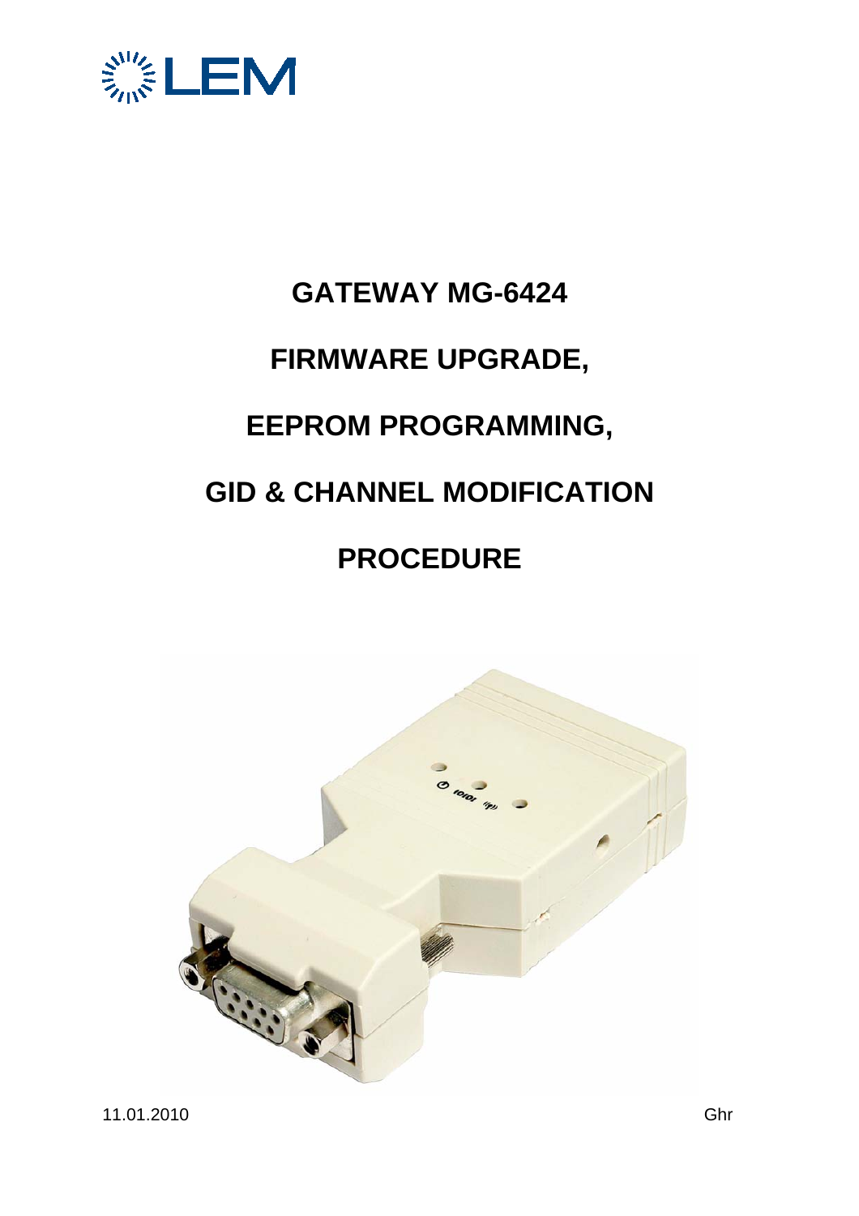# GATEWAY MG-6424

# FIRMWARE UPGRADE,

# EEPROM PROGRAMMING,

# GID & CHANNEL MODIFICATION

# PROCEDURE

11.01.2010

Ghr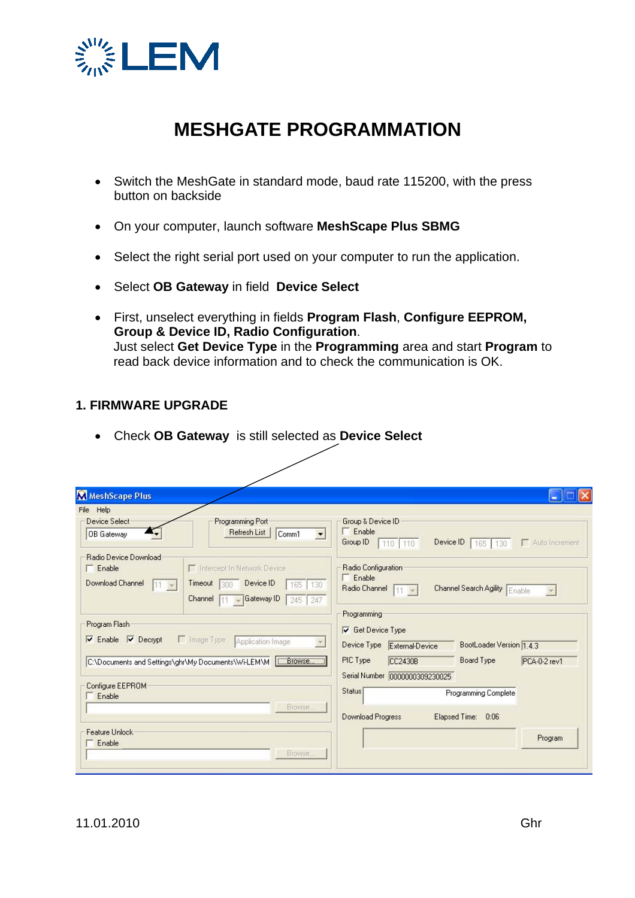# MESHGATE PROGRAMMATION

- Switch the MeshGate in standard mode, baud rate 115200, with the press button on backside
- On your computer, launch software **MeshScape Plus SBMG**
- Select the right serial port used on your computer to run the application.
- Select **OB Gateway** in field **Device Select**
- First, unselect everything in fields **Program Flash**, **Configure EEPROM, Group & Device ID, Radio Configuration**.
  Just select **Get Device Type** in the **Programming** area and start **Program** to read back device information and to check the communication is OK.

## 1. FIRMWARE UPGRADE

- Check **OB Gateway** is still selected as **Device Select**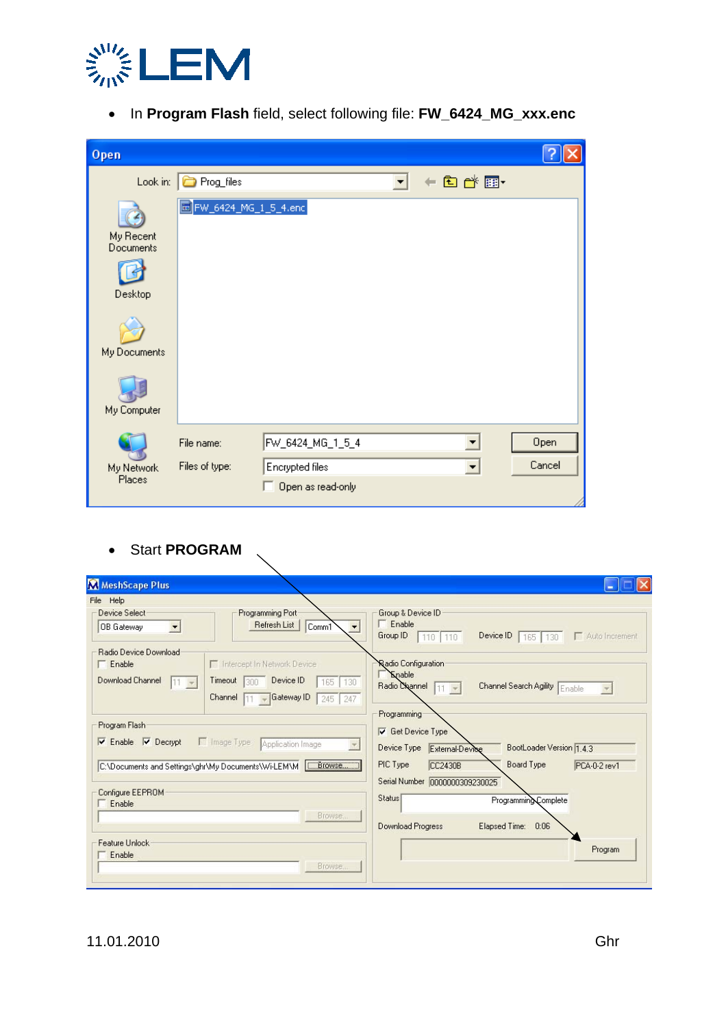- In **Program Flash** field, select following file: **FW_6424_MG_xxx.enc**

- Start **PROGRAM**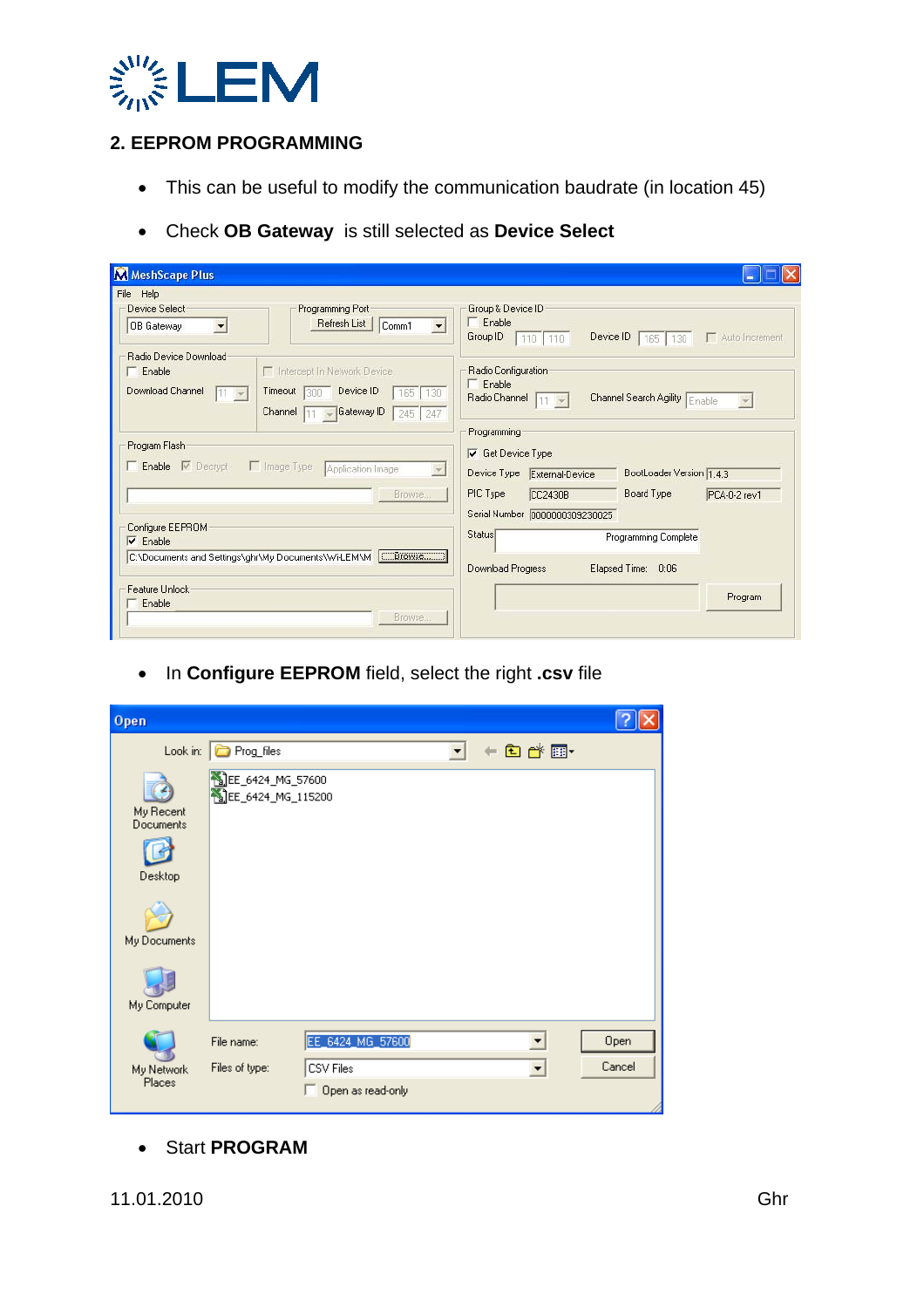## 2. EEPROM PROGRAMMING

- This can be useful to modify the communication baudrate (in location 45)
- Check **OB Gateway** is still selected as **Device Select**

- In **Configure EEPROM** field, select the right **.csv** file

- Start **PROGRAM**

11.01.2010 Ghr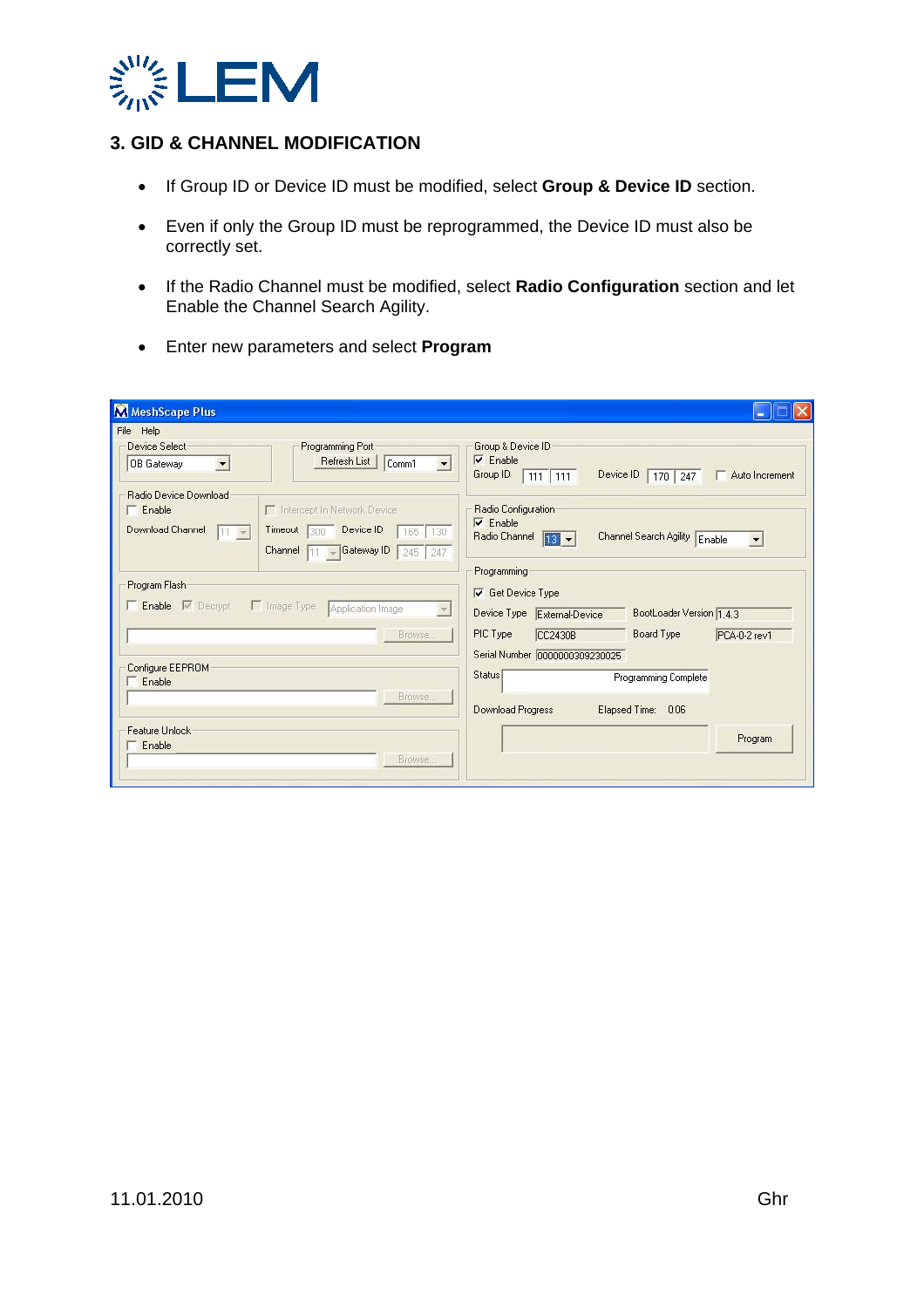## 3. GID & CHANNEL MODIFICATION

- If Group ID or Device ID must be modified, select **Group & Device ID** section.
- Even if only the Group ID must be reprogrammed, the Device ID must also be correctly set.
- If the Radio Channel must be modified, select **Radio Configuration** section and let Enable the Channel Search Agility.
- Enter new parameters and select **Program**